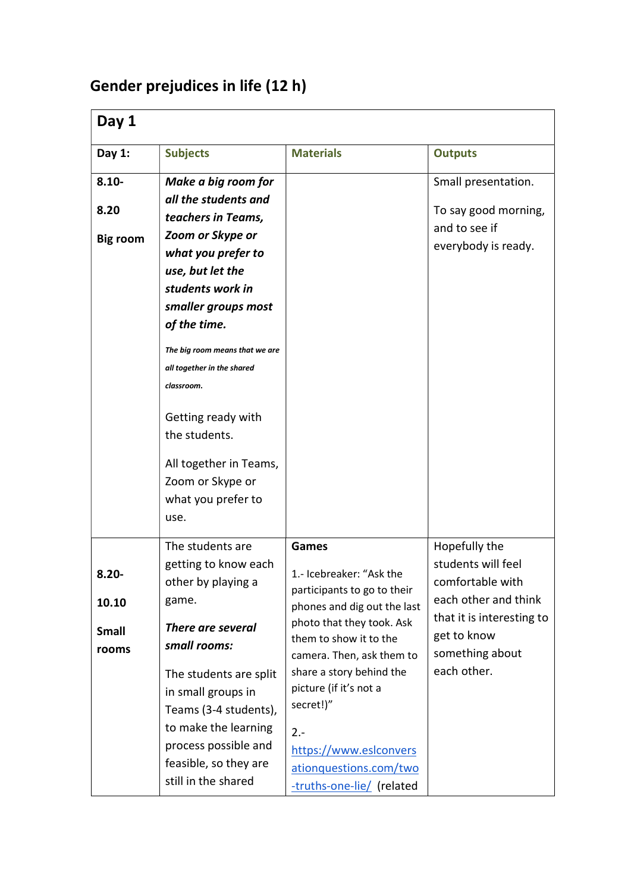## Gender prejudices in life (12 h)

| Day 1 | | | |
|---|---|---|---|
| **Day 1:** | **Subjects** | **Materials** | **Outputs** |
| **8.10-**<br><br>**8.20**<br><br>**Big room** | ***Make a big room for all the students and teachers in Teams, Zoom or Skype or what you prefer to use, but let the students work in smaller groups most of the time.***<br><br>***The big room means that we are all together in the shared classroom.***<br><br>Getting ready with the students.<br><br>All together in Teams, Zoom or Skype or what you prefer to use. | | Small presentation.<br><br>To say good morning, and to see if everybody is ready. |
| **8.20-**<br><br>**10.10**<br><br>**Small rooms** | The students are getting to know each other by playing a game.<br><br>***There are several small rooms:***<br><br>The students are split in small groups in Teams (3-4 students), to make the learning process possible and feasible, so they are still in the shared | **Games**<br><br>1.- Icebreaker: "Ask the participants to go to their phones and dig out the last photo that they took. Ask them to show it to the camera. Then, ask them to share a story behind the picture (if it's not a secret!)"<br><br>2.- https://www.eslconversationquestions.com/two-truths-one-lie/ (related | Hopefully the students will feel comfortable with each other and think that it is interesting to get to know something about each other. |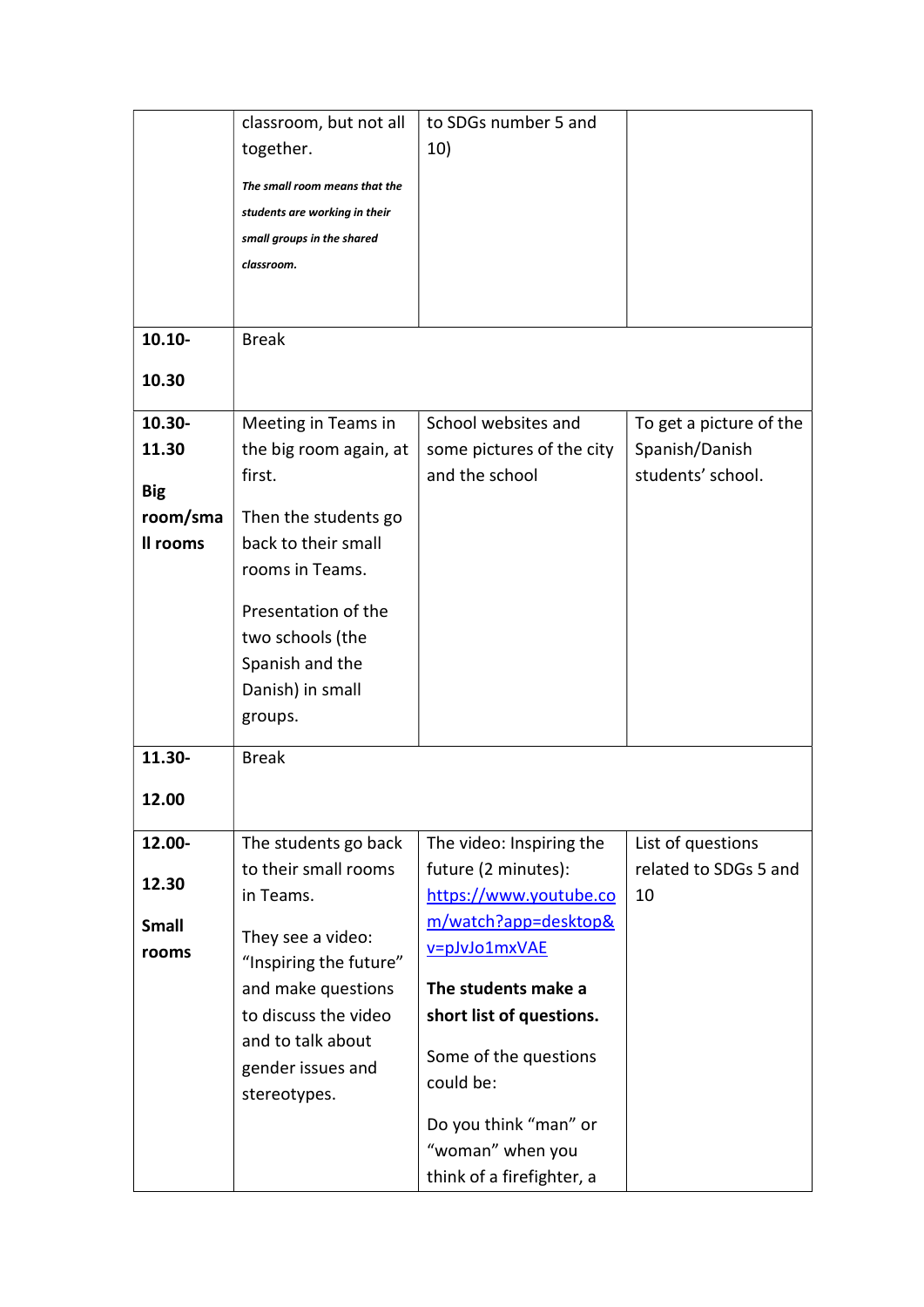| | | | |
|---|---|---|---|
| | classroom, but not all together.<br><br>***The small room means that the students are working in their small groups in the shared classroom.*** | to SDGs number 5 and 10) | |
| **10.10-<br><br>10.30** | Break | | |
| **10.30-11.30<br><br>Big room/small rooms** | Meeting in Teams in the big room again, at first.<br><br>Then the students go back to their small rooms in Teams.<br><br>Presentation of the two schools (the Spanish and the Danish) in small groups. | School websites and some pictures of the city and the school | To get a picture of the Spanish/Danish students' school. |
| **11.30-<br><br>12.00** | Break | | |
| **12.00-<br><br>12.30<br><br>Small rooms** | The students go back to their small rooms in Teams.<br><br>They see a video: "Inspiring the future" and make questions to discuss the video and to talk about gender issues and stereotypes. | The video: Inspiring the future (2 minutes): https://www.youtube.com/watch?app=desktop&v=pJvJo1mxVAE<br><br>**The students make a short list of questions.**<br><br>Some of the questions could be:<br><br>Do you think "man" or "woman" when you think of a firefighter, a | List of questions related to SDGs 5 and 10 |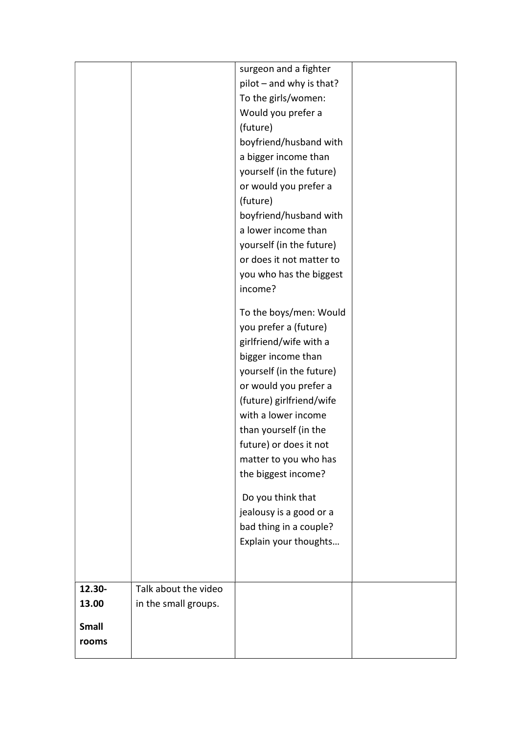| | | | |
|---|---|---|---|
| | | surgeon and a fighter pilot – and why is that?<br>To the girls/women: Would you prefer a (future) boyfriend/husband with a bigger income than yourself (in the future) or would you prefer a (future) boyfriend/husband with a lower income than yourself (in the future) or does it not matter to you who has the biggest income?<br><br>To the boys/men: Would you prefer a (future) girlfriend/wife with a bigger income than yourself (in the future) or would you prefer a (future) girlfriend/wife with a lower income than yourself (in the future) or does it not matter to you who has the biggest income?<br><br>Do you think that jealousy is a good or a bad thing in a couple? Explain your thoughts… | |
| **12.30-13.00**<br><br>**Small rooms** | Talk about the video in the small groups. | | |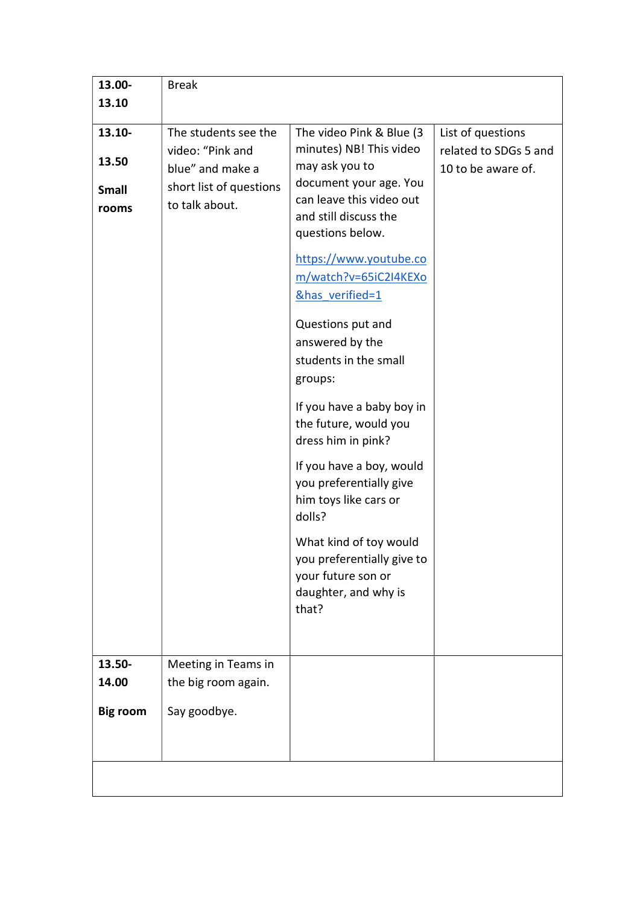| | | | |
|---|---|---|---|
| **13.00-13.10** | Break | | |
| **13.10-13.50** **Small rooms** | The students see the video: "Pink and blue" and make a short list of questions to talk about. | The video Pink & Blue (3 minutes) NB! This video may ask you to document your age. You can leave this video out and still discuss the questions below. [https://www.youtube.com/watch?v=65iC2I4KEXo&has_verified=1](https://www.youtube.com/watch?v=65iC2I4KEXo&has_verified=1) Questions put and answered by the students in the small groups: If you have a baby boy in the future, would you dress him in pink? If you have a boy, would you preferentially give him toys like cars or dolls? What kind of toy would you preferentially give to your future son or daughter, and why is that? | List of questions related to SDGs 5 and 10 to be aware of. |
| **13.50-14.00** **Big room** | Meeting in Teams in the big room again. Say goodbye. | | |
| | | | |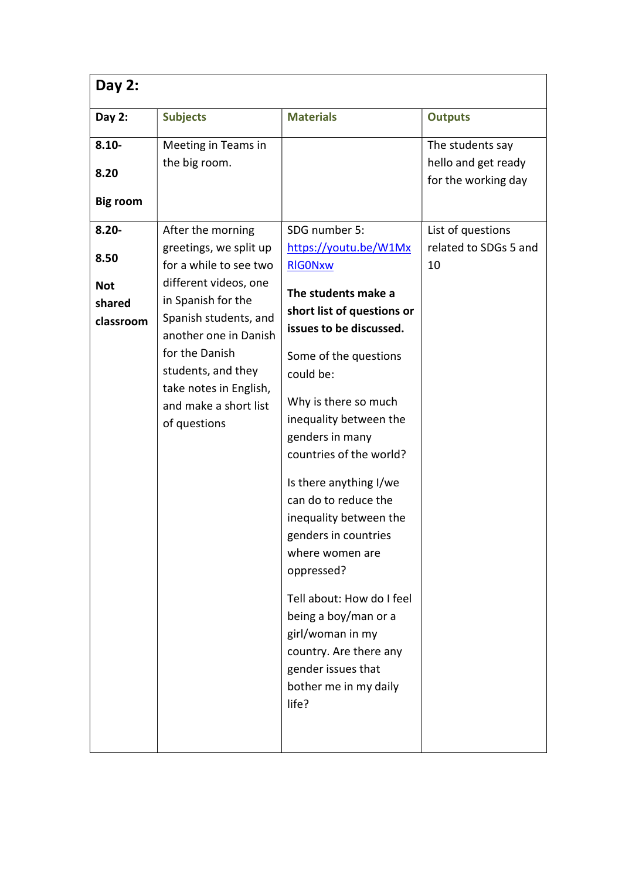| Day 2: | | | |
|---|---|---|---|
| **Day 2:** | **Subjects** | **Materials** | **Outputs** |
| **8.10-**<br><br>**8.20**<br><br>**Big room** | Meeting in Teams in the big room. | | The students say hello and get ready for the working day |
| **8.20-**<br><br>**8.50**<br><br>**Not shared classroom** | After the morning greetings, we split up for a while to see two different videos, one in Spanish for the Spanish students, and another one in Danish for the Danish students, and they take notes in English, and make a short list of questions | SDG number 5: https://youtu.be/W1MxRlG0Nxw<br><br>**The students make a short list of questions or issues to be discussed.**<br><br>Some of the questions could be:<br><br>Why is there so much inequality between the genders in many countries of the world?<br><br>Is there anything I/we can do to reduce the inequality between the genders in countries where women are oppressed?<br><br>Tell about: How do I feel being a boy/man or a girl/woman in my country. Are there any gender issues that bother me in my daily life? | List of questions related to SDGs 5 and 10 |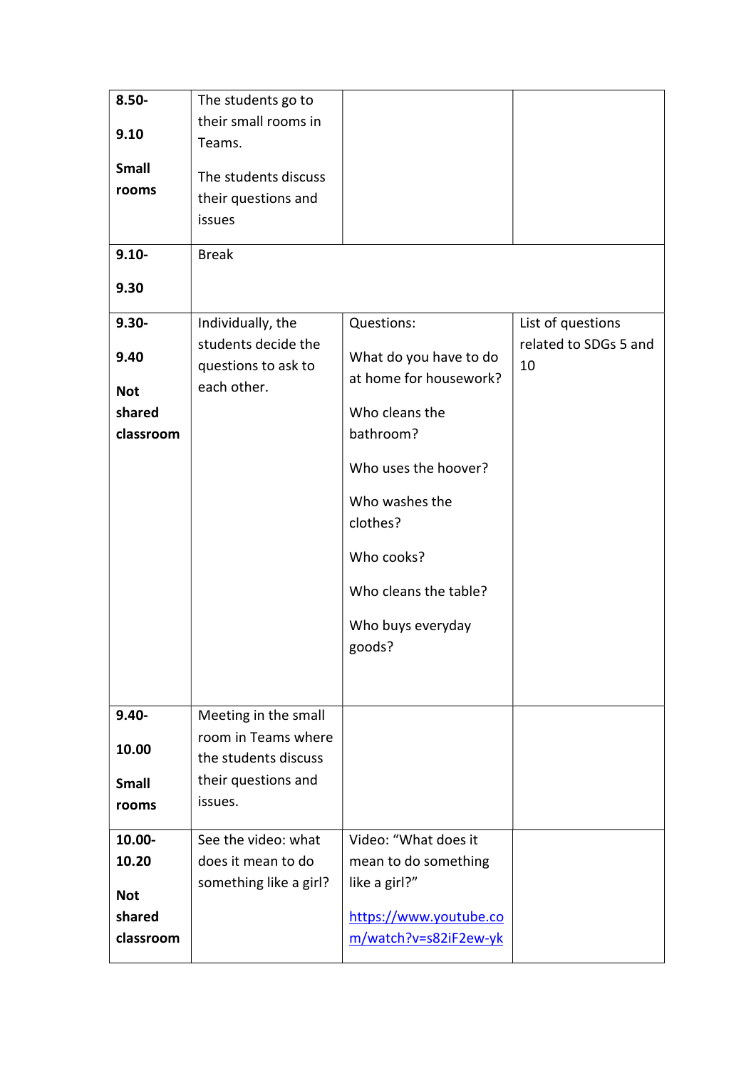| | | | |
|---|---|---|---|
| **8.50-** **9.10** **Small rooms** | The students go to their small rooms in Teams. The students discuss their questions and issues | | |
| **9.10-** **9.30** | Break | | |
| **9.30-** **9.40** **Not shared classroom** | Individually, the students decide the questions to ask to each other. | Questions: What do you have to do at home for housework? Who cleans the bathroom? Who uses the hoover? Who washes the clothes? Who cooks? Who cleans the table? Who buys everyday goods? | List of questions related to SDGs 5 and 10 |
| **9.40-** **10.00** **Small rooms** | Meeting in the small room in Teams where the students discuss their questions and issues. | | |
| **10.00-** **10.20** **Not shared classroom** | See the video: what does it mean to do something like a girl? | Video: "What does it mean to do something like a girl?" [https://www.youtube.com/watch?v=s82iF2ew-yk](https://www.youtube.com/watch?v=s82iF2ew-yk) | |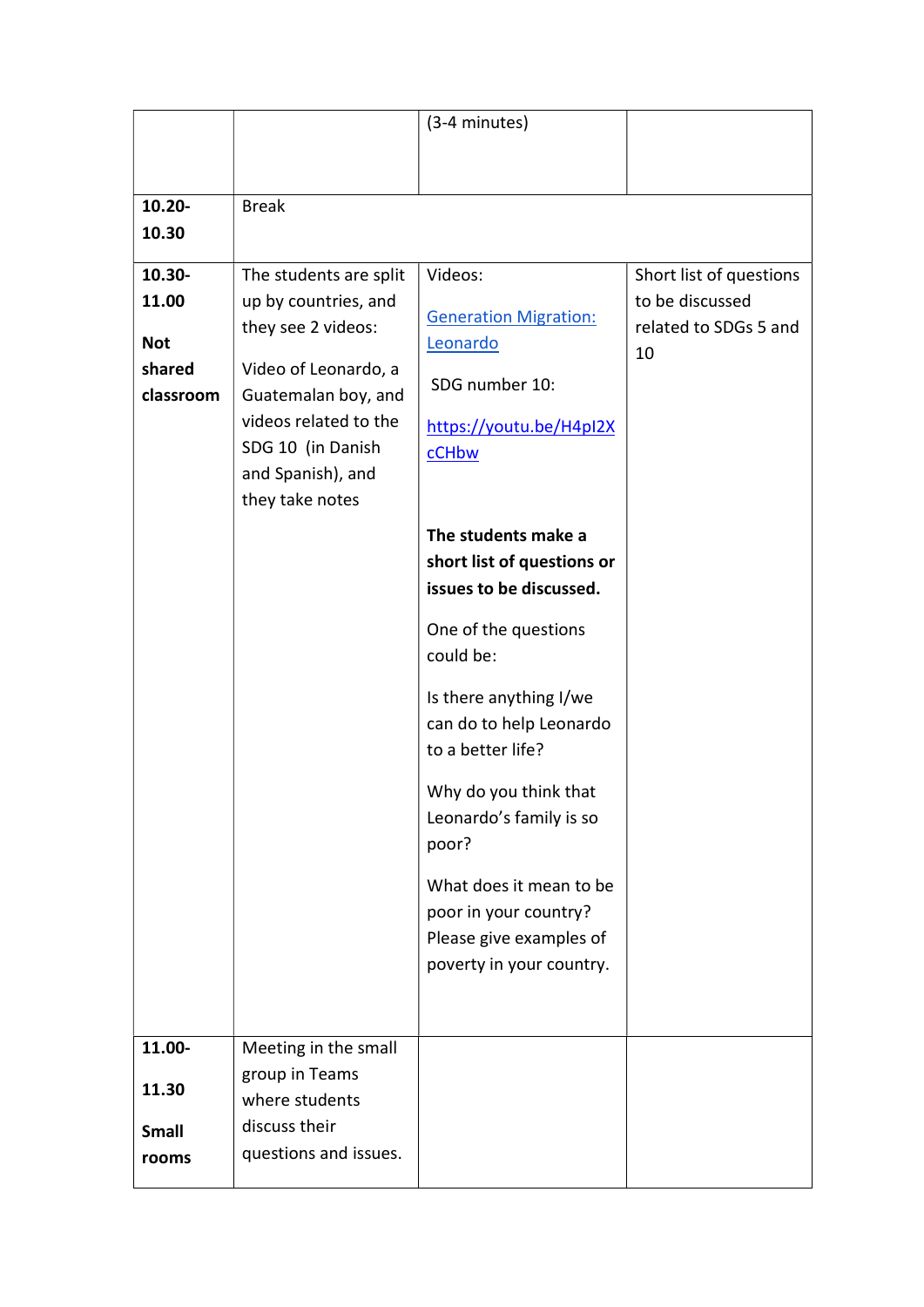| | | | |
|---|---|---|---|
| | | (3-4 minutes) | |
| **10.20-10.30** | Break | | |
| **10.30-11.00**<br><br>**Not shared classroom** | The students are split up by countries, and they see 2 videos:<br><br>Video of Leonardo, a Guatemalan boy, and videos related to the SDG 10 (in Danish and Spanish), and they take notes | Videos:<br><br>Generation Migration: Leonardo<br><br>SDG number 10:<br><br>https://youtu.be/H4pI2XcCHbw<br><br>**The students make a short list of questions or issues to be discussed.**<br><br>One of the questions could be:<br><br>Is there anything I/we can do to help Leonardo to a better life?<br><br>Why do you think that Leonardo's family is so poor?<br><br>What does it mean to be poor in your country? Please give examples of poverty in your country. | Short list of questions to be discussed related to SDGs 5 and 10 |
| **11.00-11.30**<br><br>**Small rooms** | Meeting in the small group in Teams where students discuss their questions and issues. | | |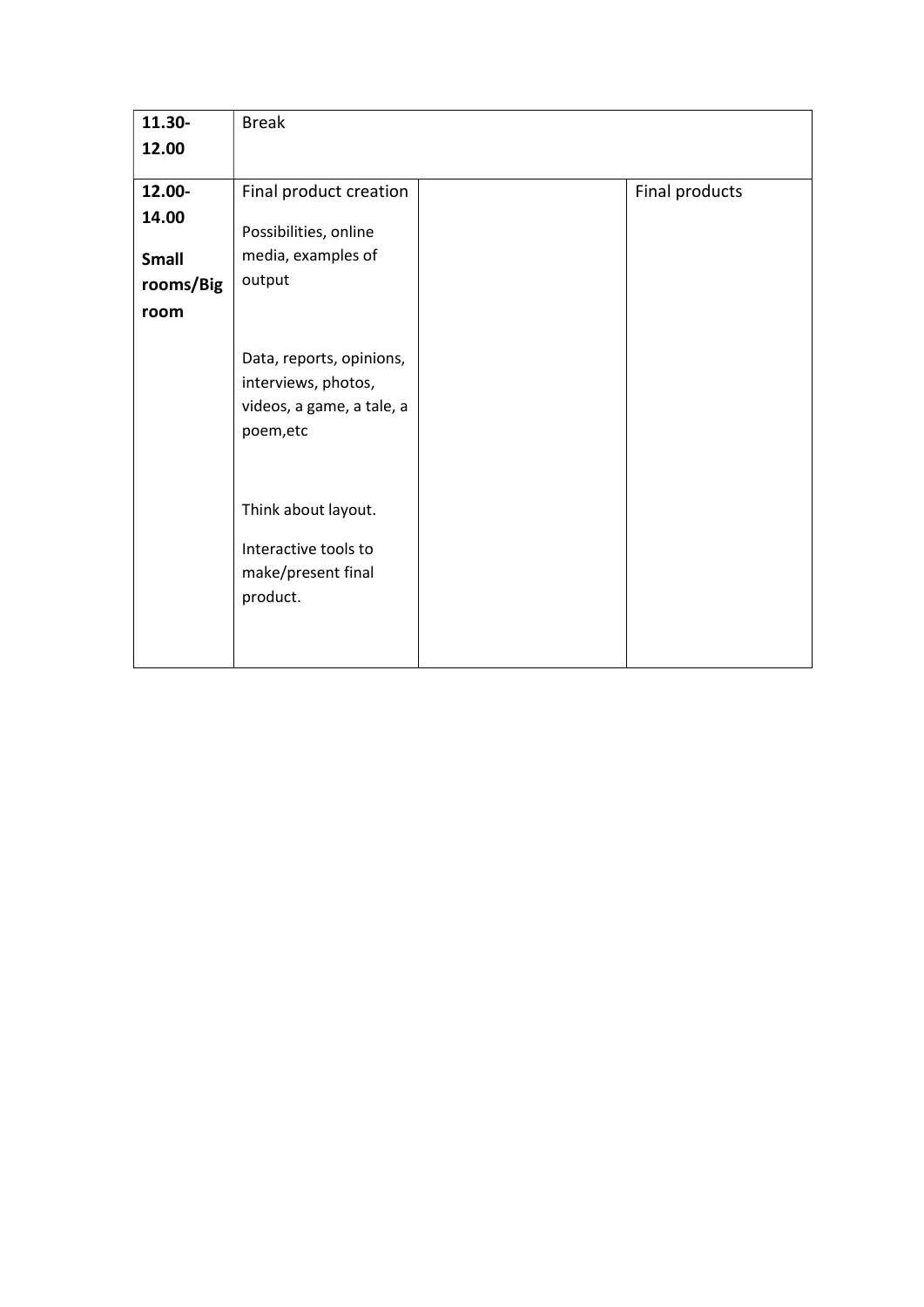| | | | |
|---|---|---|---|
| **11.30-12.00** | Break | | |
| **12.00-14.00**<br><br>**Small rooms/Big room** | Final product creation<br><br>Possibilities, online media, examples of output<br><br>Data, reports, opinions, interviews, photos, videos, a game, a tale, a poem,etc<br><br>Think about layout.<br><br>Interactive tools to make/present final product. | | Final products |